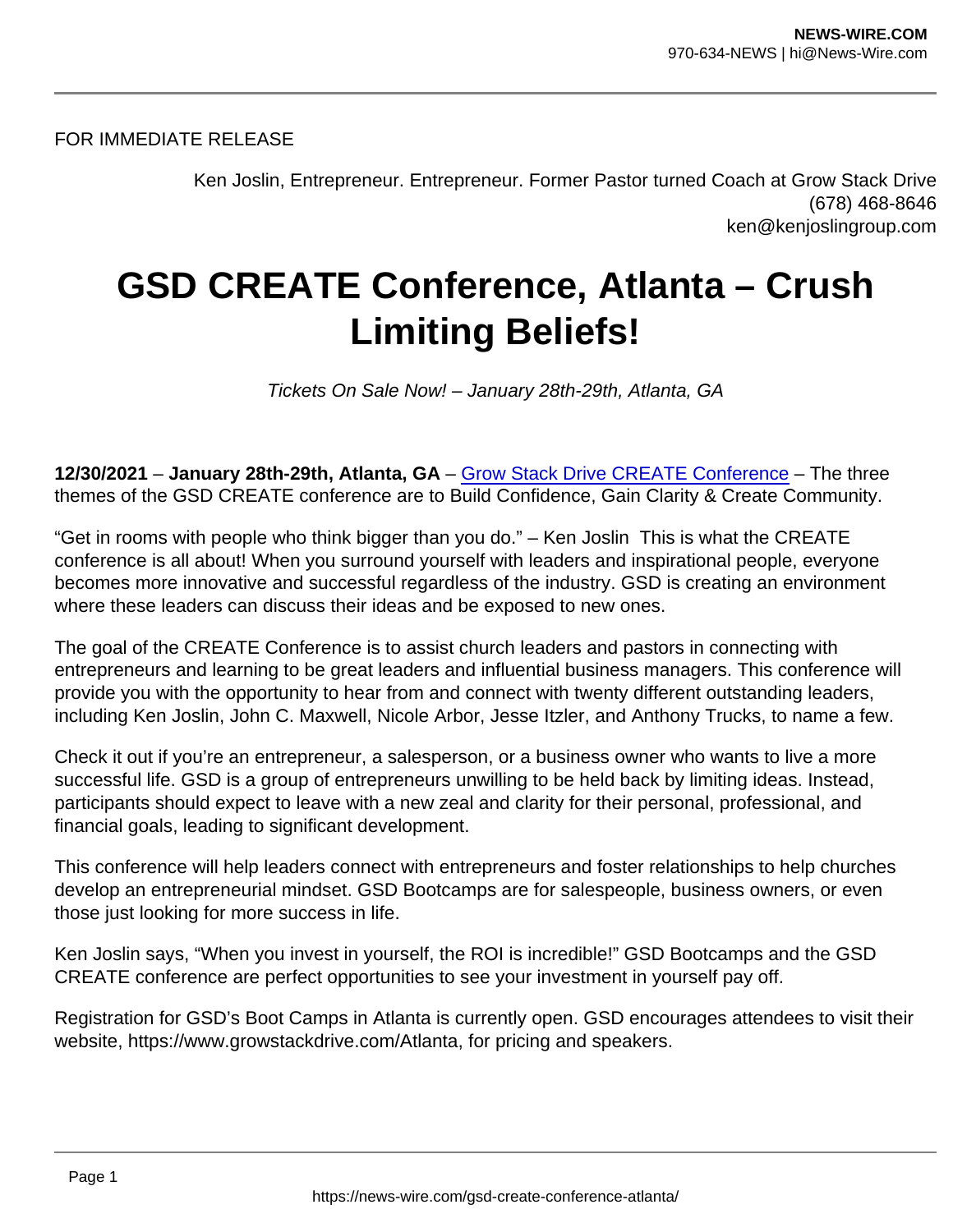FOR IMMEDIATE RELEASE

Ken Joslin, Entrepreneur. Entrepreneur. Former Pastor turned Coach at Grow Stack Drive
(678) 468-8646
ken@kenjoslingroup.com

# GSD CREATE Conference, Atlanta – Crush Limiting Beliefs!

*Tickets On Sale Now! – January 28th-29th, Atlanta, GA*

**12/30/2021** – **January 28th-29th, Atlanta, GA** – [Grow Stack Drive CREATE Conference](https://www.growstackdrive.com/Atlanta) – The three themes of the GSD CREATE conference are to Build Confidence, Gain Clarity & Create Community.

"Get in rooms with people who think bigger than you do." – Ken Joslin This is what the CREATE conference is all about! When you surround yourself with leaders and inspirational people, everyone becomes more innovative and successful regardless of the industry. GSD is creating an environment where these leaders can discuss their ideas and be exposed to new ones.

The goal of the CREATE Conference is to assist church leaders and pastors in connecting with entrepreneurs and learning to be great leaders and influential business managers. This conference will provide you with the opportunity to hear from and connect with twenty different outstanding leaders, including Ken Joslin, John C. Maxwell, Nicole Arbor, Jesse Itzler, and Anthony Trucks, to name a few.

Check it out if you're an entrepreneur, a salesperson, or a business owner who wants to live a more successful life. GSD is a group of entrepreneurs unwilling to be held back by limiting ideas. Instead, participants should expect to leave with a new zeal and clarity for their personal, professional, and financial goals, leading to significant development.

This conference will help leaders connect with entrepreneurs and foster relationships to help churches develop an entrepreneurial mindset. GSD Bootcamps are for salespeople, business owners, or even those just looking for more success in life.

Ken Joslin says, "When you invest in yourself, the ROI is incredible!" GSD Bootcamps and the GSD CREATE conference are perfect opportunities to see your investment in yourself pay off.

Registration for GSD's Boot Camps in Atlanta is currently open. GSD encourages attendees to visit their website, https://www.growstackdrive.com/Atlanta, for pricing and speakers.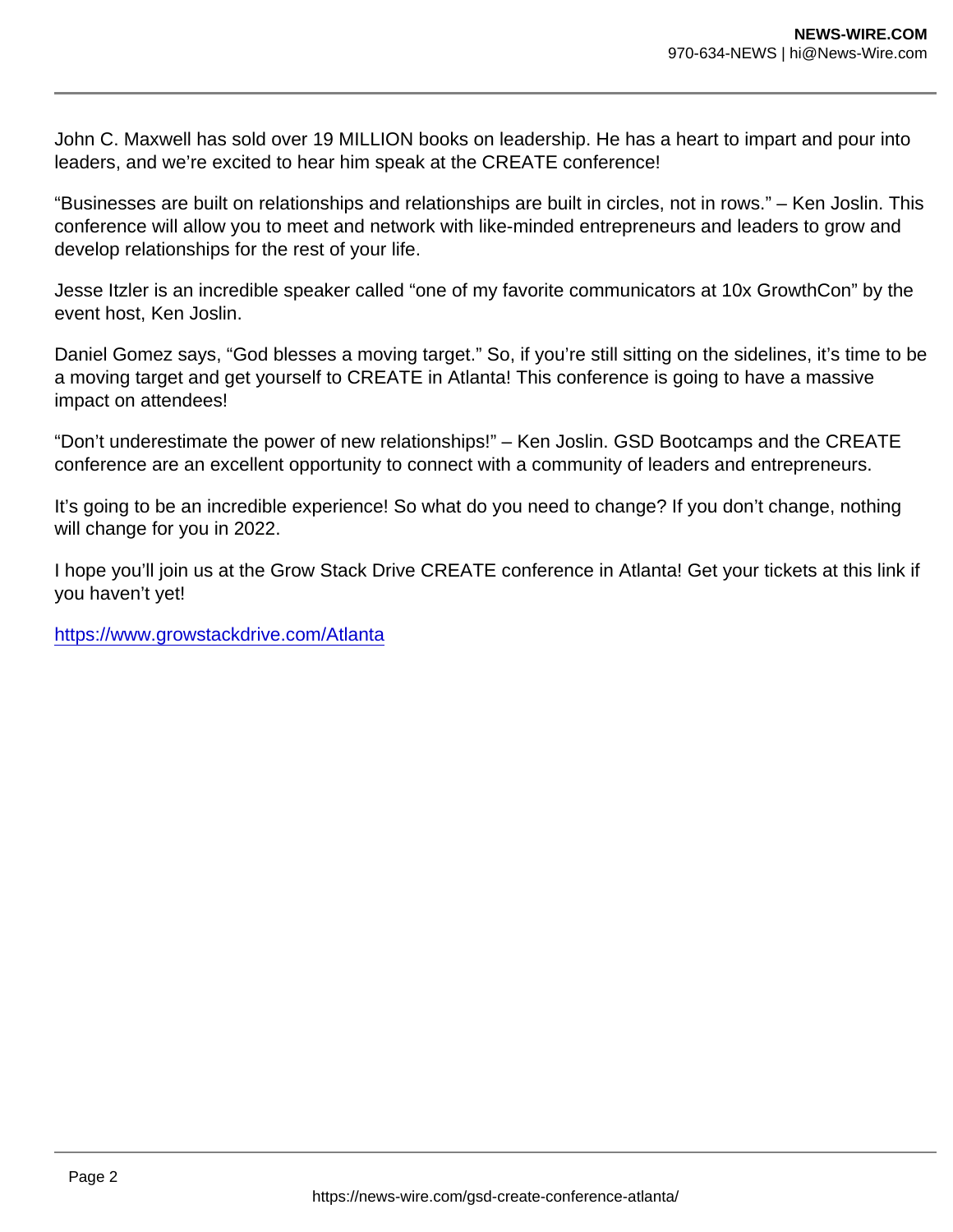John C. Maxwell has sold over 19 MILLION books on leadership. He has a heart to impart and pour into leaders, and we're excited to hear him speak at the CREATE conference!

"Businesses are built on relationships and relationships are built in circles, not in rows." – Ken Joslin. This conference will allow you to meet and network with like-minded entrepreneurs and leaders to grow and develop relationships for the rest of your life.

Jesse Itzler is an incredible speaker called "one of my favorite communicators at 10x GrowthCon" by the event host, Ken Joslin.

Daniel Gomez says, "God blesses a moving target." So, if you're still sitting on the sidelines, it's time to be a moving target and get yourself to CREATE in Atlanta! This conference is going to have a massive impact on attendees!

"Don't underestimate the power of new relationships!" – Ken Joslin. GSD Bootcamps and the CREATE conference are an excellent opportunity to connect with a community of leaders and entrepreneurs.

It's going to be an incredible experience! So what do you need to change? If you don't change, nothing will change for you in 2022.

I hope you'll join us at the Grow Stack Drive CREATE conference in Atlanta! Get your tickets at this link if you haven't yet!

https://www.growstackdrive.com/Atlanta